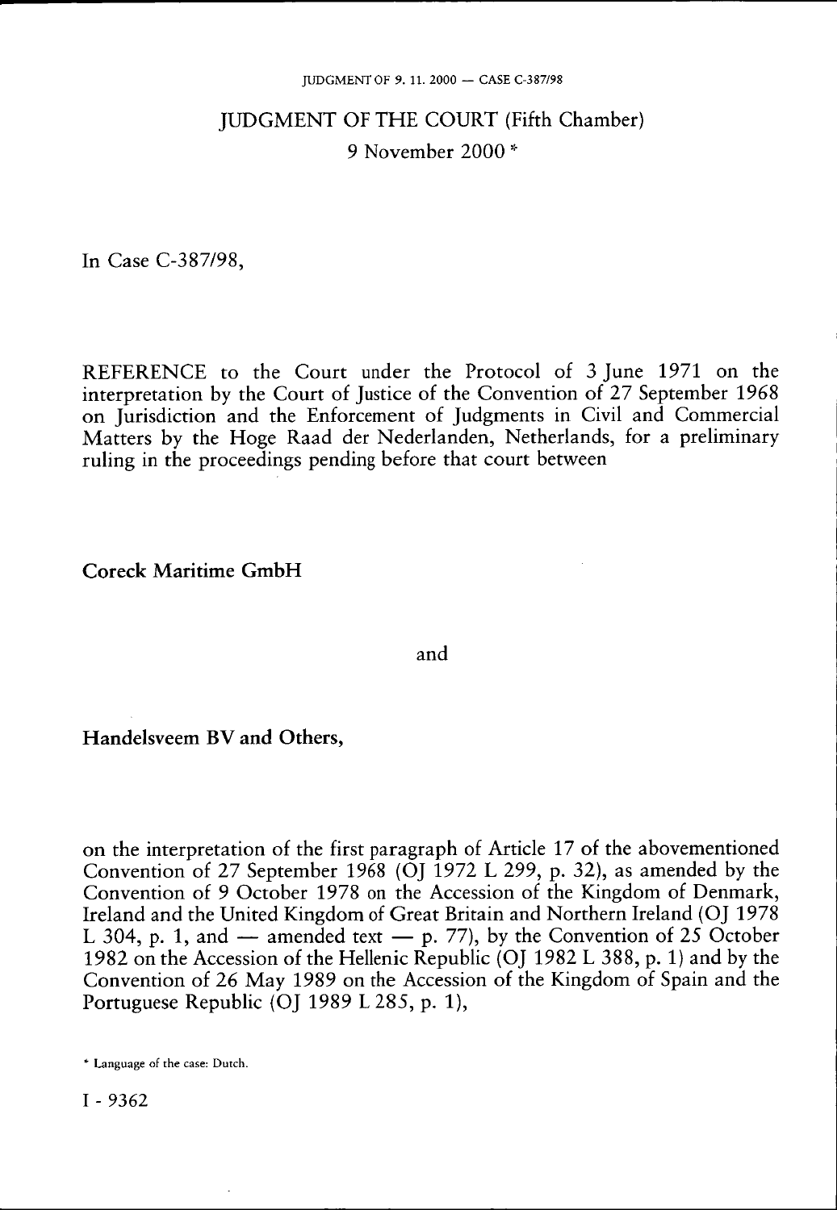# JUDGMENT OF THE COURT (Fifth Chamber)

9 November 2000 *

In Case C-387/98,

REFERENCE to the Court under the Protocol of 3 June 1971 on the interpretation by the Court of Justice of the Convention of 27 September 1968 on Jurisdiction and the Enforcement of Judgments in Civil and Commercial Matters by the Hoge Raad der Nederlanden, Netherlands, for a preliminary ruling in the proceedings pending before that court between

**Coreck Maritime GmbH**

and

**Handelsveem BV and Others,**

on the interpretation of the first paragraph of Article 17 of the abovementioned Convention of 27 September 1968 (OJ 1972 L 299, p. 32), as amended by the Convention of 9 October 1978 on the Accession of the Kingdom of Denmark, Ireland and the United Kingdom of Great Britain and Northern Ireland (OJ 1978 L 304, p. 1, and — amended text — p. 77), by the Convention of 25 October 1982 on the Accession of the Hellenic Republic (OJ 1982 L 388, p. 1) and by the Convention of 26 May 1989 on the Accession of the Kingdom of Spain and the Portuguese Republic (OJ 1989 L 285, p. 1),

* Language of the case: Dutch.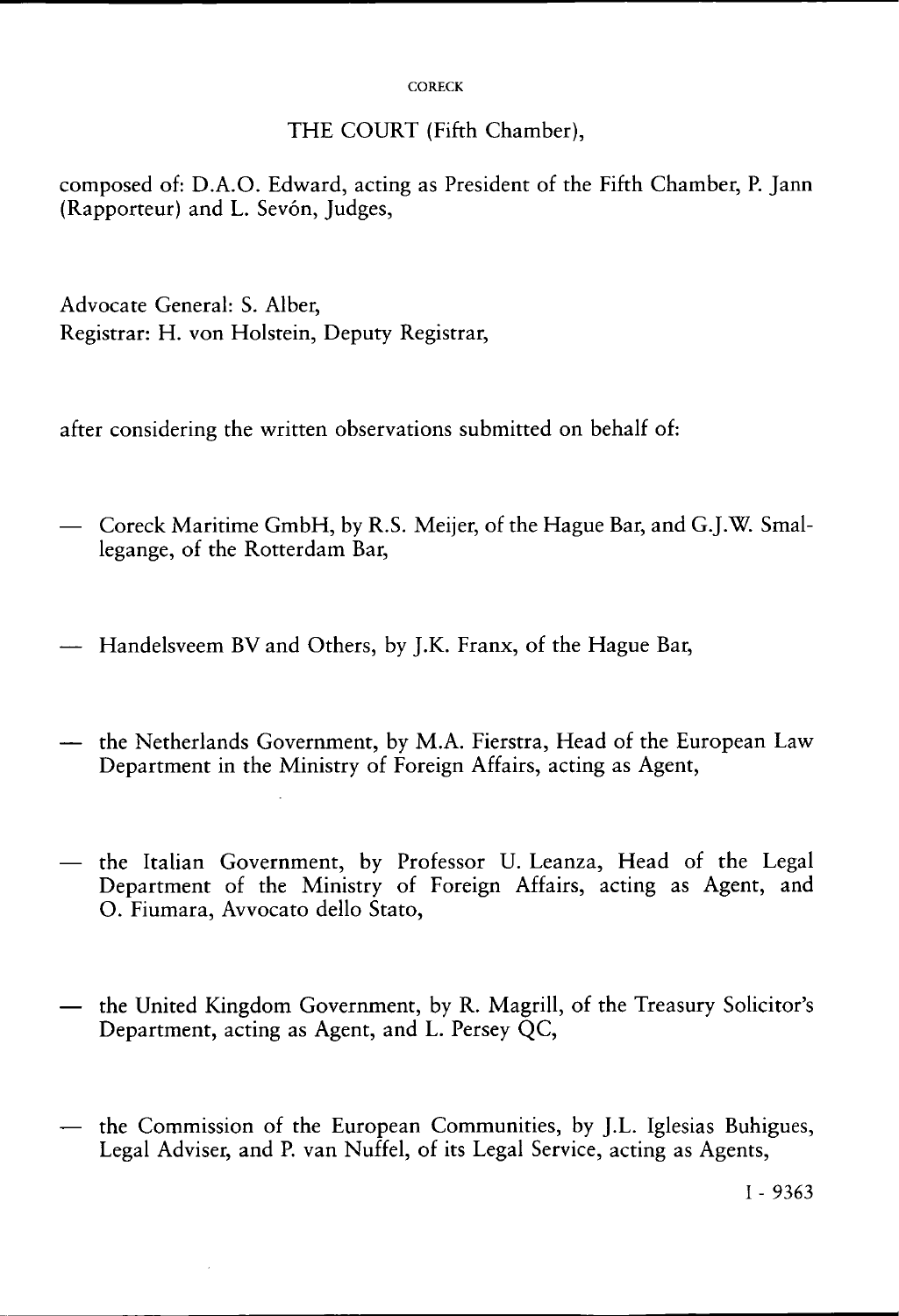THE COURT (Fifth Chamber),

composed of: D.A.O. Edward, acting as President of the Fifth Chamber, P. Jann (Rapporteur) and L. Sevón, Judges,

Advocate General: S. Alber,
Registrar: H. von Holstein, Deputy Registrar,

after considering the written observations submitted on behalf of:

— Coreck Maritime GmbH, by R.S. Meijer, of the Hague Bar, and G.J.W. Smallegange, of the Rotterdam Bar,

— Handelsveem BV and Others, by J.K. Franx, of the Hague Bar,

— the Netherlands Government, by M.A. Fierstra, Head of the European Law Department in the Ministry of Foreign Affairs, acting as Agent,

— the Italian Government, by Professor U. Leanza, Head of the Legal Department of the Ministry of Foreign Affairs, acting as Agent, and O. Fiumara, Avvocato dello Stato,

— the United Kingdom Government, by R. Magrill, of the Treasury Solicitor's Department, acting as Agent, and L. Persey QC,

— the Commission of the European Communities, by J.L. Iglesias Buhigues, Legal Adviser, and P. van Nuffel, of its Legal Service, acting as Agents,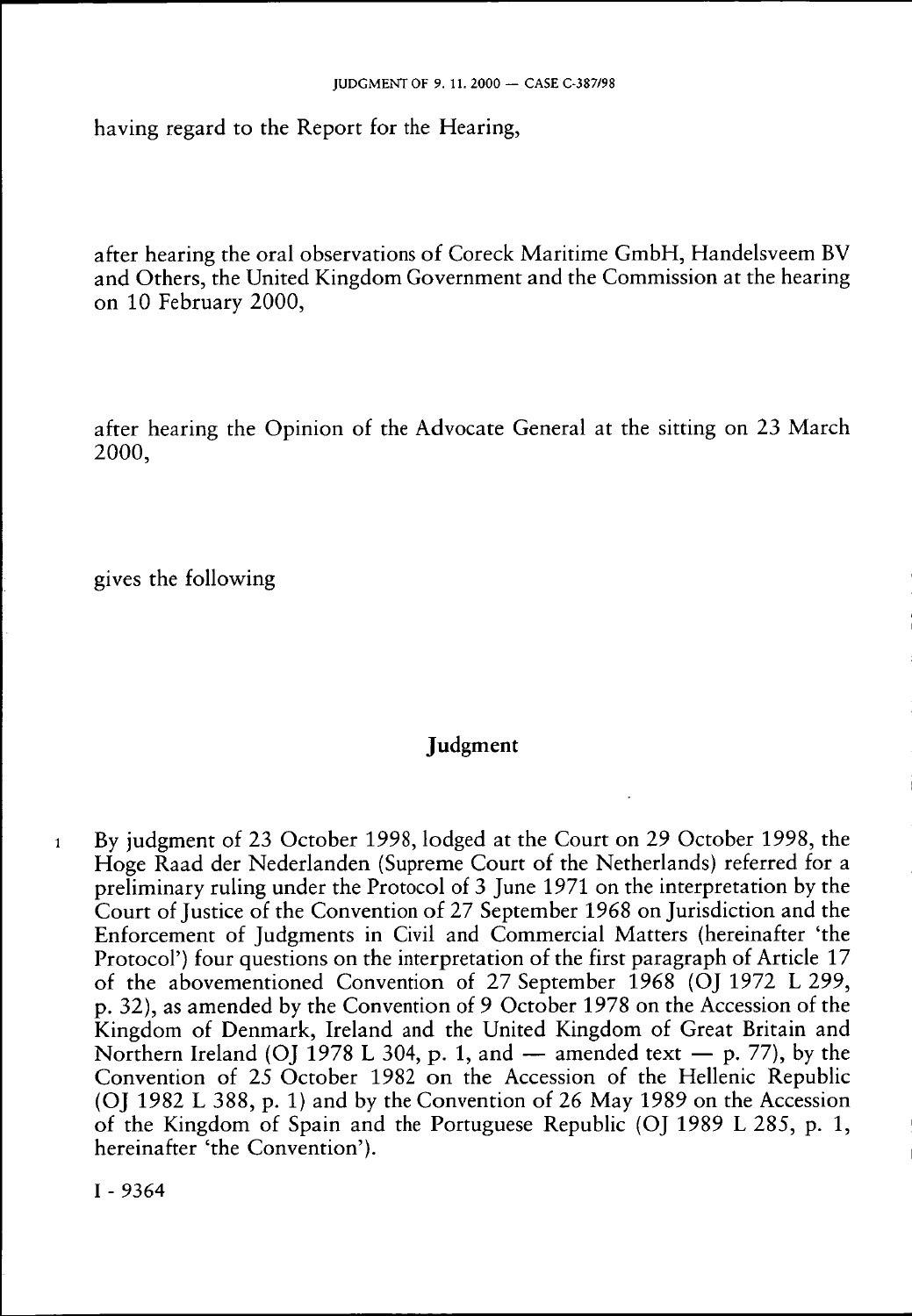having regard to the Report for the Hearing,

after hearing the oral observations of Coreck Maritime GmbH, Handelsveem BV and Others, the United Kingdom Government and the Commission at the hearing on 10 February 2000,

after hearing the Opinion of the Advocate General at the sitting on 23 March 2000,

gives the following

## Judgment

1 By judgment of 23 October 1998, lodged at the Court on 29 October 1998, the Hoge Raad der Nederlanden (Supreme Court of the Netherlands) referred for a preliminary ruling under the Protocol of 3 June 1971 on the interpretation by the Court of Justice of the Convention of 27 September 1968 on Jurisdiction and the Enforcement of Judgments in Civil and Commercial Matters (hereinafter 'the Protocol') four questions on the interpretation of the first paragraph of Article 17 of the abovementioned Convention of 27 September 1968 (OJ 1972 L 299, p. 32), as amended by the Convention of 9 October 1978 on the Accession of the Kingdom of Denmark, Ireland and the United Kingdom of Great Britain and Northern Ireland (OJ 1978 L 304, p. 1, and — amended text — p. 77), by the Convention of 25 October 1982 on the Accession of the Hellenic Republic (OJ 1982 L 388, p. 1) and by the Convention of 26 May 1989 on the Accession of the Kingdom of Spain and the Portuguese Republic (OJ 1989 L 285, p. 1, hereinafter 'the Convention').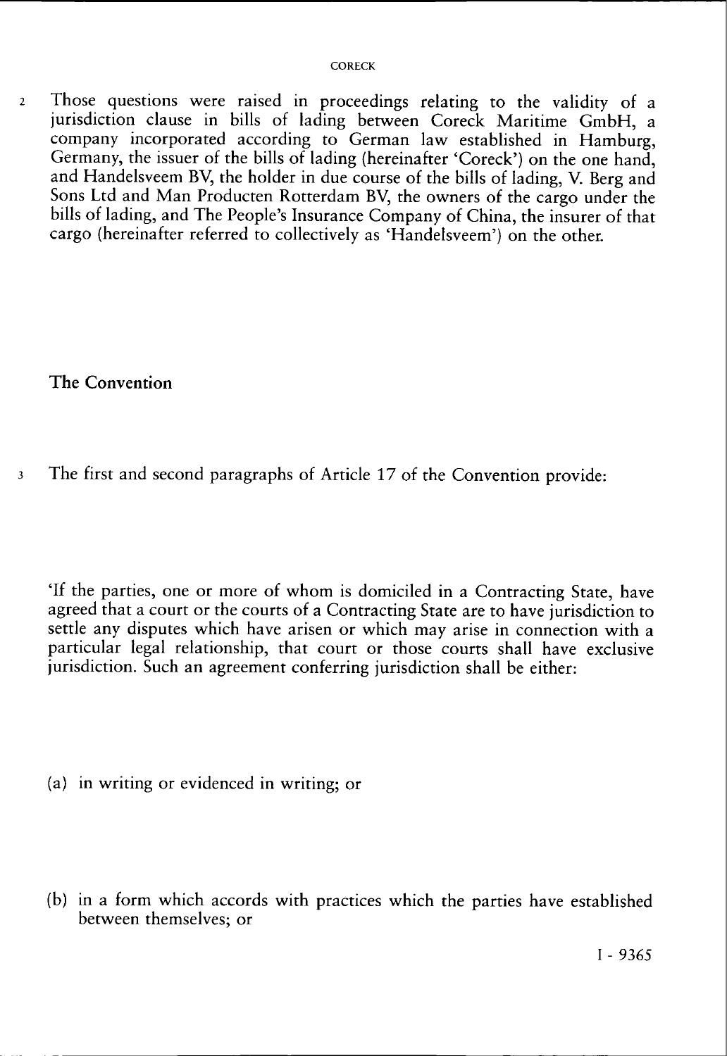2 Those questions were raised in proceedings relating to the validity of a jurisdiction clause in bills of lading between Coreck Maritime GmbH, a company incorporated according to German law established in Hamburg, Germany, the issuer of the bills of lading (hereinafter 'Coreck') on the one hand, and Handelsveem BV, the holder in due course of the bills of lading, V. Berg and Sons Ltd and Man Producten Rotterdam BV, the owners of the cargo under the bills of lading, and The People's Insurance Company of China, the insurer of that cargo (hereinafter referred to collectively as 'Handelsveem') on the other.

## The Convention

3 The first and second paragraphs of Article 17 of the Convention provide:

'If the parties, one or more of whom is domiciled in a Contracting State, have agreed that a court or the courts of a Contracting State are to have jurisdiction to settle any disputes which have arisen or which may arise in connection with a particular legal relationship, that court or those courts shall have exclusive jurisdiction. Such an agreement conferring jurisdiction shall be either:

(a) in writing or evidenced in writing; or

(b) in a form which accords with practices which the parties have established between themselves; or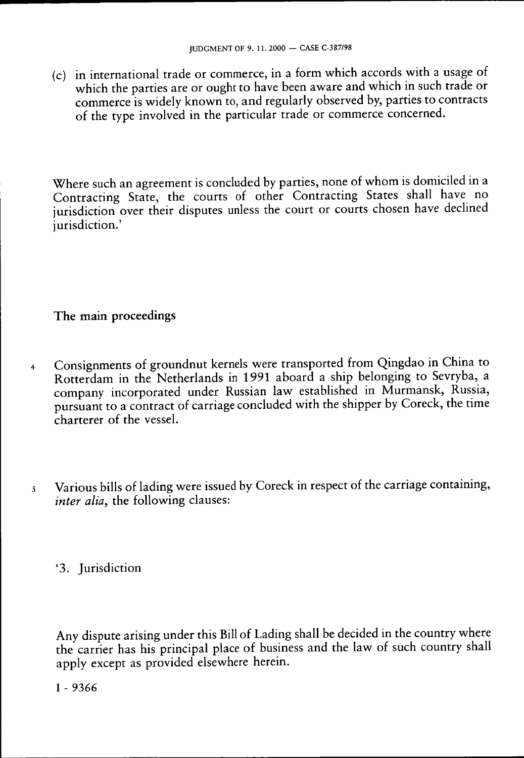(c) in international trade or commerce, in a form which accords with a usage of which the parties are or ought to have been aware and which in such trade or commerce is widely known to, and regularly observed by, parties to contracts of the type involved in the particular trade or commerce concerned.

Where such an agreement is concluded by parties, none of whom is domiciled in a Contracting State, the courts of other Contracting States shall have no jurisdiction over their disputes unless the court or courts chosen have declined jurisdiction.'

## The main proceedings

4 Consignments of groundnut kernels were transported from Qingdao in China to Rotterdam in the Netherlands in 1991 aboard a ship belonging to Sevryba, a company incorporated under Russian law established in Murmansk, Russia, pursuant to a contract of carriage concluded with the shipper by Coreck, the time charterer of the vessel.

5 Various bills of lading were issued by Coreck in respect of the carriage containing, *inter alia*, the following clauses:

'3. Jurisdiction

Any dispute arising under this Bill of Lading shall be decided in the country where the carrier has his principal place of business and the law of such country shall apply except as provided elsewhere herein.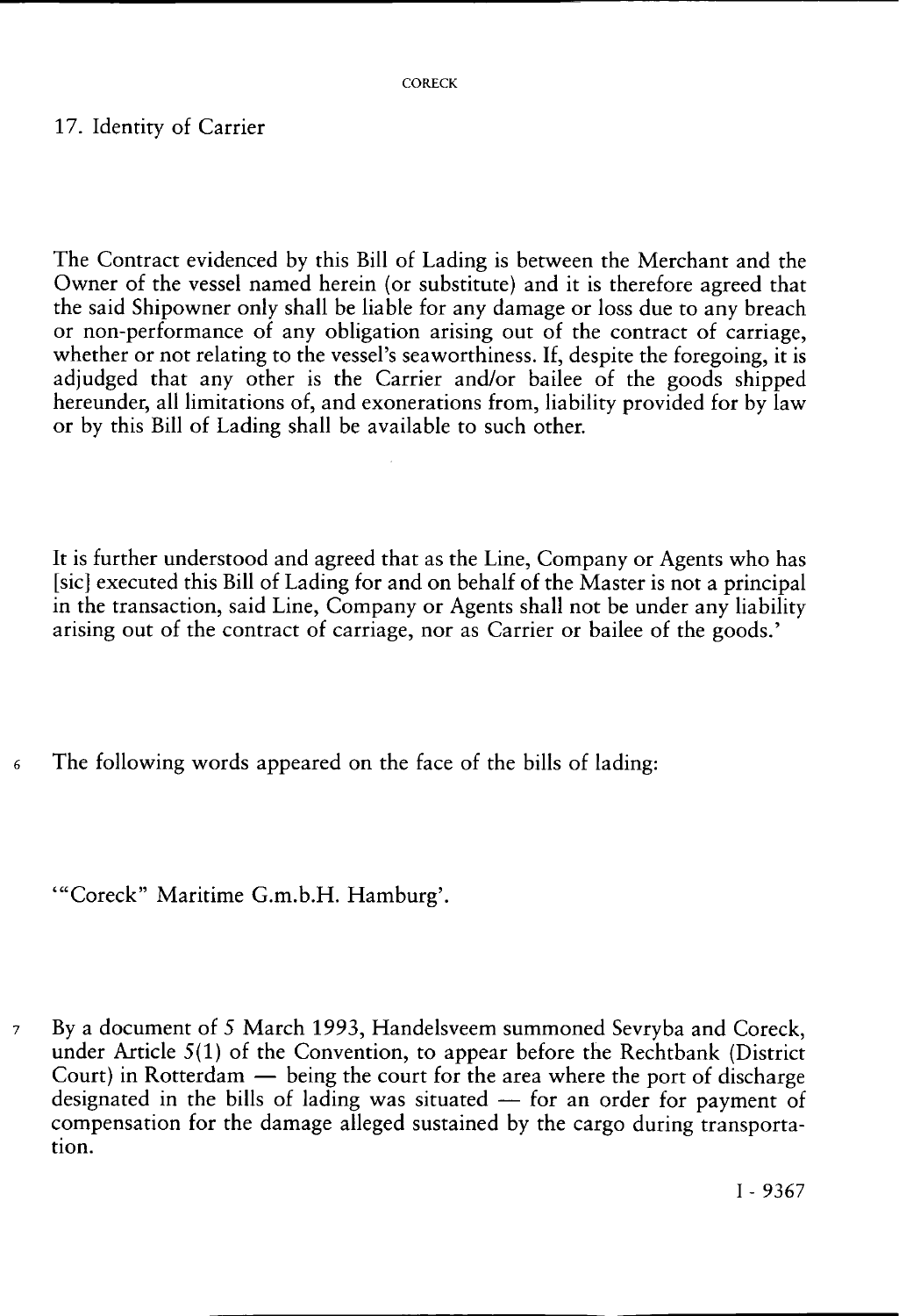17. Identity of Carrier

The Contract evidenced by this Bill of Lading is between the Merchant and the Owner of the vessel named herein (or substitute) and it is therefore agreed that the said Shipowner only shall be liable for any damage or loss due to any breach or non-performance of any obligation arising out of the contract of carriage, whether or not relating to the vessel's seaworthiness. If, despite the foregoing, it is adjudged that any other is the Carrier and/or bailee of the goods shipped hereunder, all limitations of, and exonerations from, liability provided for by law or by this Bill of Lading shall be available to such other.

It is further understood and agreed that as the Line, Company or Agents who has [sic] executed this Bill of Lading for and on behalf of the Master is not a principal in the transaction, said Line, Company or Agents shall not be under any liability arising out of the contract of carriage, nor as Carrier or bailee of the goods.'

6 The following words appeared on the face of the bills of lading:

'"Coreck" Maritime G.m.b.H. Hamburg'.

7 By a document of 5 March 1993, Handelsveem summoned Sevryba and Coreck, under Article 5(1) of the Convention, to appear before the Rechtbank (District Court) in Rotterdam — being the court for the area where the port of discharge designated in the bills of lading was situated — for an order for payment of compensation for the damage alleged sustained by the cargo during transportation.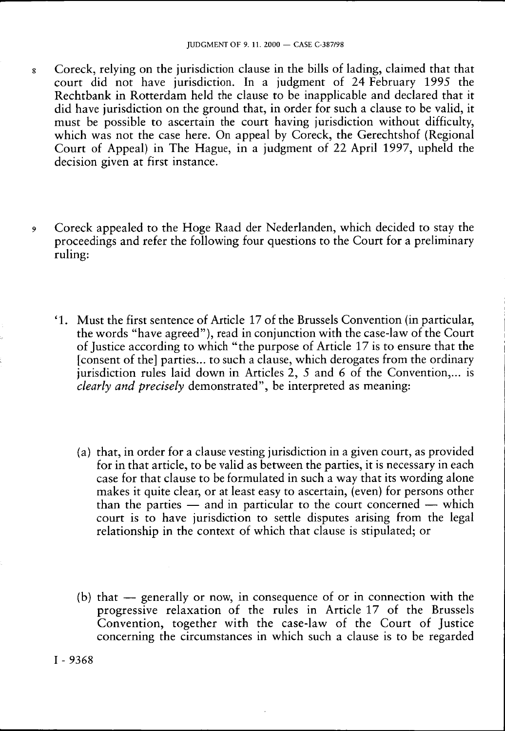8 Coreck, relying on the jurisdiction clause in the bills of lading, claimed that that court did not have jurisdiction. In a judgment of 24 February 1995 the Rechtbank in Rotterdam held the clause to be inapplicable and declared that it did have jurisdiction on the ground that, in order for such a clause to be valid, it must be possible to ascertain the court having jurisdiction without difficulty, which was not the case here. On appeal by Coreck, the Gerechtshof (Regional Court of Appeal) in The Hague, in a judgment of 22 April 1997, upheld the decision given at first instance.

9 Coreck appealed to the Hoge Raad der Nederlanden, which decided to stay the proceedings and refer the following four questions to the Court for a preliminary ruling:

'1. Must the first sentence of Article 17 of the Brussels Convention (in particular, the words "have agreed"), read in conjunction with the case-law of the Court of Justice according to which "the purpose of Article 17 is to ensure that the [consent of the] parties... to such a clause, which derogates from the ordinary jurisdiction rules laid down in Articles 2, 5 and 6 of the Convention,... is *clearly and precisely* demonstrated", be interpreted as meaning:

(a) that, in order for a clause vesting jurisdiction in a given court, as provided for in that article, to be valid as between the parties, it is necessary in each case for that clause to be formulated in such a way that its wording alone makes it quite clear, or at least easy to ascertain, (even) for persons other than the parties — and in particular to the court concerned — which court is to have jurisdiction to settle disputes arising from the legal relationship in the context of which that clause is stipulated; or

(b) that — generally or now, in consequence of or in connection with the progressive relaxation of the rules in Article 17 of the Brussels Convention, together with the case-law of the Court of Justice concerning the circumstances in which such a clause is to be regarded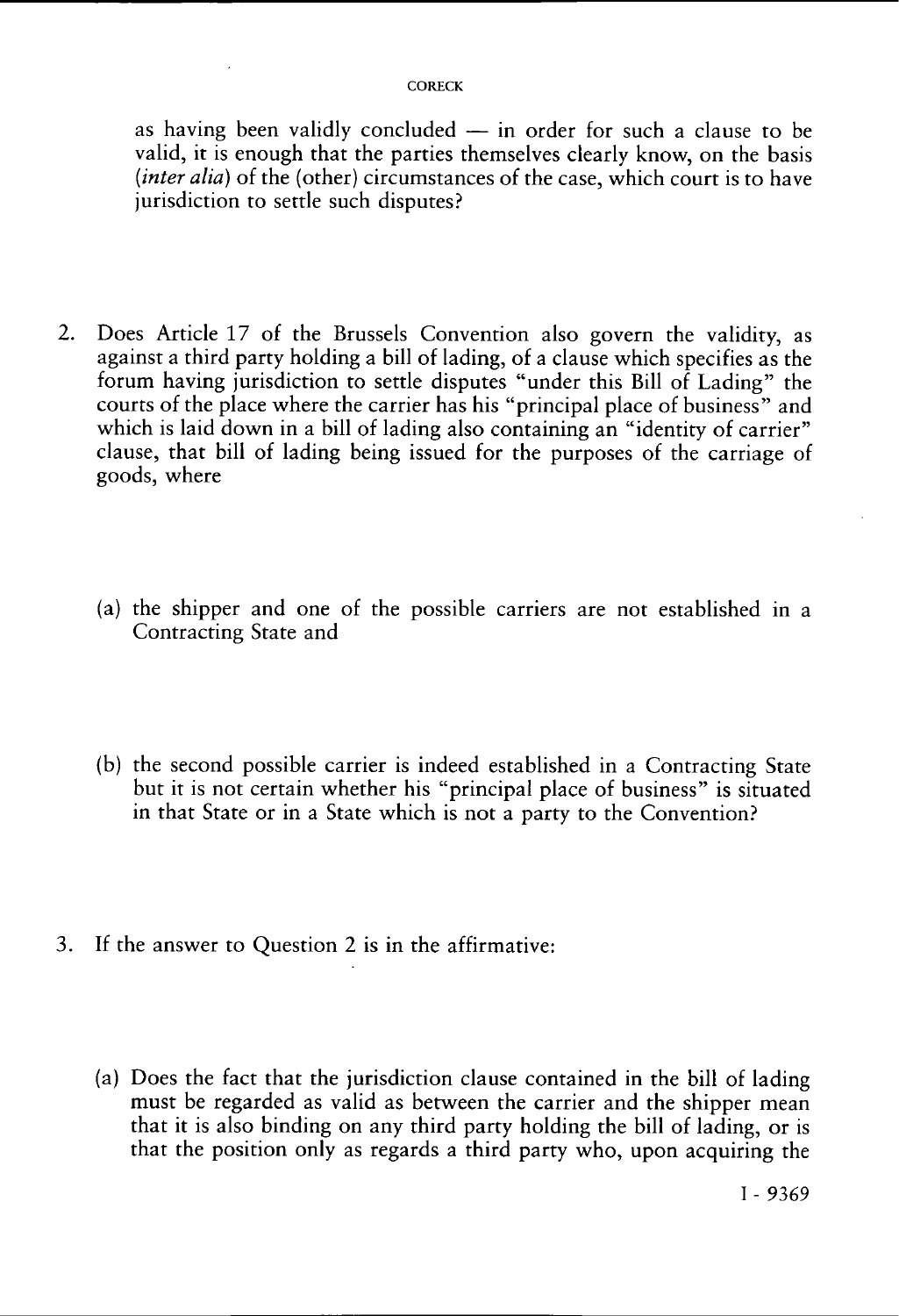as having been validly concluded — in order for such a clause to be valid, it is enough that the parties themselves clearly know, on the basis (*inter alia*) of the (other) circumstances of the case, which court is to have jurisdiction to settle such disputes?

2. Does Article 17 of the Brussels Convention also govern the validity, as against a third party holding a bill of lading, of a clause which specifies as the forum having jurisdiction to settle disputes "under this Bill of Lading" the courts of the place where the carrier has his "principal place of business" and which is laid down in a bill of lading also containing an "identity of carrier" clause, that bill of lading being issued for the purposes of the carriage of goods, where

   (a) the shipper and one of the possible carriers are not established in a Contracting State and

   (b) the second possible carrier is indeed established in a Contracting State but it is not certain whether his "principal place of business" is situated in that State or in a State which is not a party to the Convention?

3. If the answer to Question 2 is in the affirmative:

   (a) Does the fact that the jurisdiction clause contained in the bill of lading must be regarded as valid as between the carrier and the shipper mean that it is also binding on any third party holding the bill of lading, or is that the position only as regards a third party who, upon acquiring the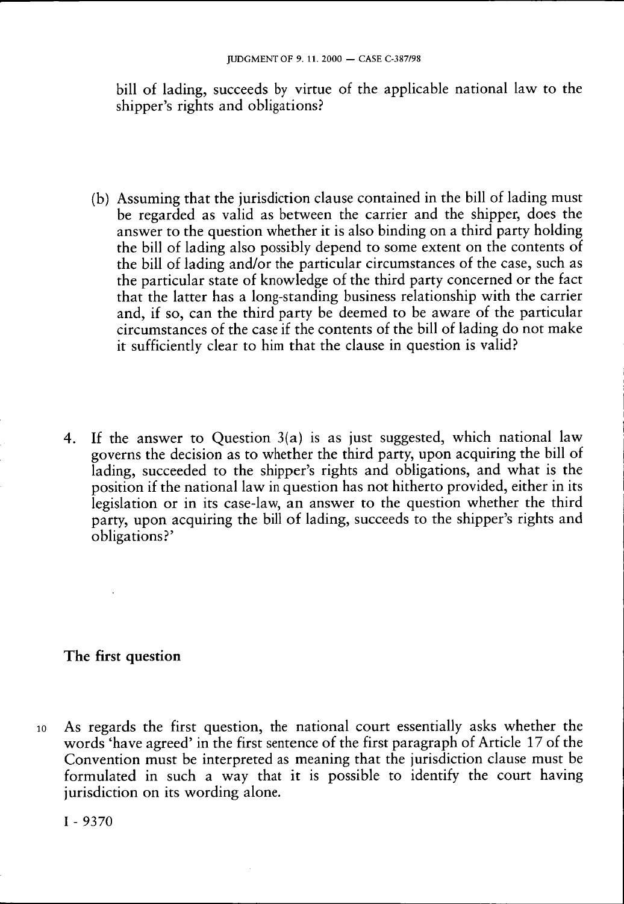bill of lading, succeeds by virtue of the applicable national law to the shipper's rights and obligations?

(b) Assuming that the jurisdiction clause contained in the bill of lading must be regarded as valid as between the carrier and the shipper, does the answer to the question whether it is also binding on a third party holding the bill of lading also possibly depend to some extent on the contents of the bill of lading and/or the particular circumstances of the case, such as the particular state of knowledge of the third party concerned or the fact that the latter has a long-standing business relationship with the carrier and, if so, can the third party be deemed to be aware of the particular circumstances of the case if the contents of the bill of lading do not make it sufficiently clear to him that the clause in question is valid?

4. If the answer to Question 3(a) is as just suggested, which national law governs the decision as to whether the third party, upon acquiring the bill of lading, succeeded to the shipper's rights and obligations, and what is the position if the national law in question has not hitherto provided, either in its legislation or in its case-law, an answer to the question whether the third party, upon acquiring the bill of lading, succeeds to the shipper's rights and obligations?'

**The first question**

10 As regards the first question, the national court essentially asks whether the words 'have agreed' in the first sentence of the first paragraph of Article 17 of the Convention must be interpreted as meaning that the jurisdiction clause must be formulated in such a way that it is possible to identify the court having jurisdiction on its wording alone.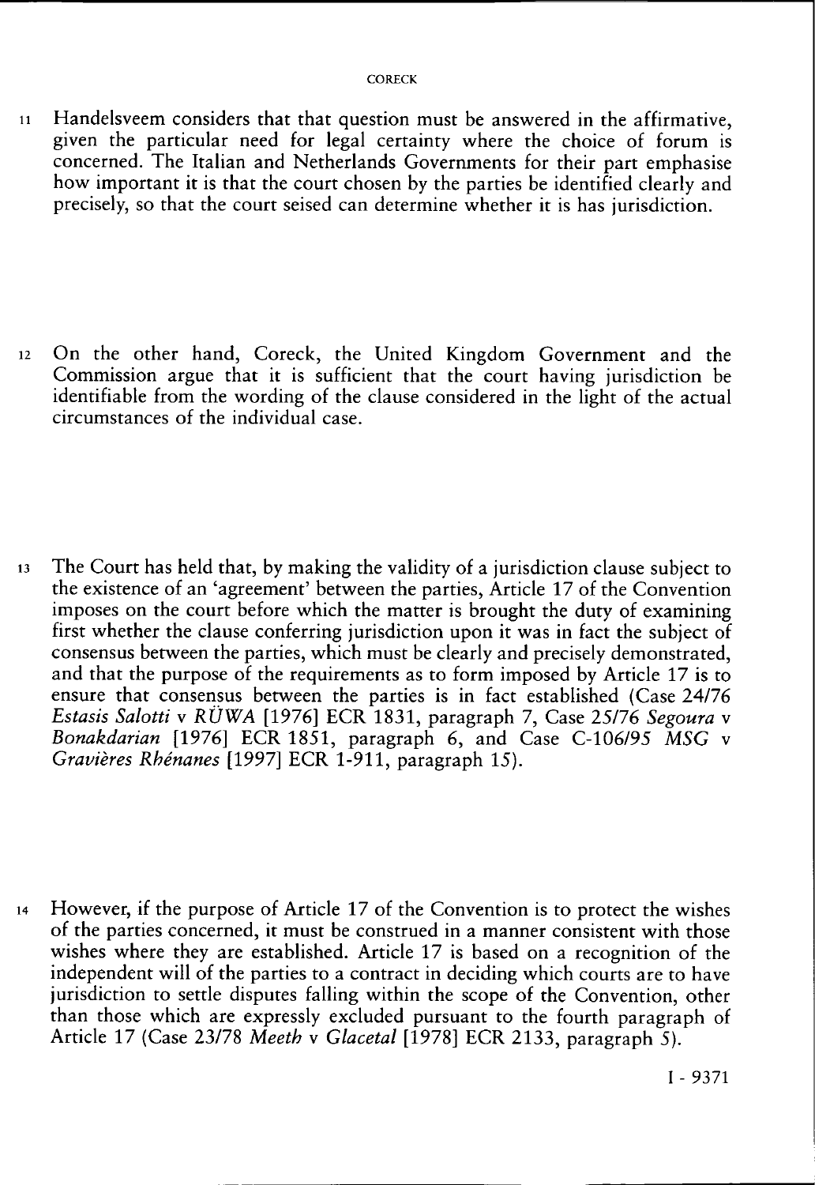11 Handelsveem considers that that question must be answered in the affirmative, given the particular need for legal certainty where the choice of forum is concerned. The Italian and Netherlands Governments for their part emphasise how important it is that the court chosen by the parties be identified clearly and precisely, so that the court seised can determine whether it is has jurisdiction.

12 On the other hand, Coreck, the United Kingdom Government and the Commission argue that it is sufficient that the court having jurisdiction be identifiable from the wording of the clause considered in the light of the actual circumstances of the individual case.

13 The Court has held that, by making the validity of a jurisdiction clause subject to the existence of an 'agreement' between the parties, Article 17 of the Convention imposes on the court before which the matter is brought the duty of examining first whether the clause conferring jurisdiction upon it was in fact the subject of consensus between the parties, which must be clearly and precisely demonstrated, and that the purpose of the requirements as to form imposed by Article 17 is to ensure that consensus between the parties is in fact established (Case 24/76 *Estasis Salotti* v *RÜWA* [1976] ECR 1831, paragraph 7, Case 25/76 *Segoura* v *Bonakdarian* [1976] ECR 1851, paragraph 6, and Case C-106/95 *MSG* v *Gravières Rhénanes* [1997] ECR I-911, paragraph 15).

14 However, if the purpose of Article 17 of the Convention is to protect the wishes of the parties concerned, it must be construed in a manner consistent with those wishes where they are established. Article 17 is based on a recognition of the independent will of the parties to a contract in deciding which courts are to have jurisdiction to settle disputes falling within the scope of the Convention, other than those which are expressly excluded pursuant to the fourth paragraph of Article 17 (Case 23/78 *Meeth* v *Glacetal* [1978] ECR 2133, paragraph 5).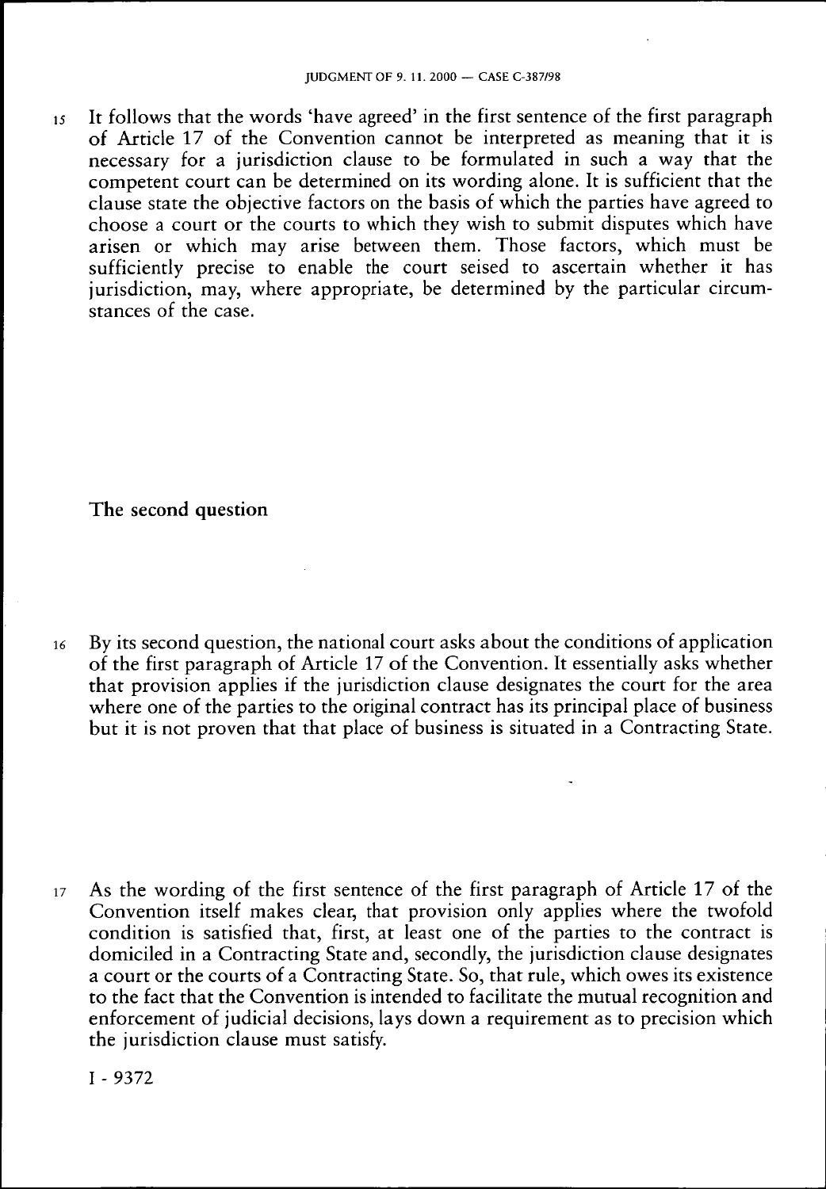15 It follows that the words 'have agreed' in the first sentence of the first paragraph of Article 17 of the Convention cannot be interpreted as meaning that it is necessary for a jurisdiction clause to be formulated in such a way that the competent court can be determined on its wording alone. It is sufficient that the clause state the objective factors on the basis of which the parties have agreed to choose a court or the courts to which they wish to submit disputes which have arisen or which may arise between them. Those factors, which must be sufficiently precise to enable the court seised to ascertain whether it has jurisdiction, may, where appropriate, be determined by the particular circumstances of the case.

## The second question

16 By its second question, the national court asks about the conditions of application of the first paragraph of Article 17 of the Convention. It essentially asks whether that provision applies if the jurisdiction clause designates the court for the area where one of the parties to the original contract has its principal place of business but it is not proven that that place of business is situated in a Contracting State.

17 As the wording of the first sentence of the first paragraph of Article 17 of the Convention itself makes clear, that provision only applies where the twofold condition is satisfied that, first, at least one of the parties to the contract is domiciled in a Contracting State and, secondly, the jurisdiction clause designates a court or the courts of a Contracting State. So, that rule, which owes its existence to the fact that the Convention is intended to facilitate the mutual recognition and enforcement of judicial decisions, lays down a requirement as to precision which the jurisdiction clause must satisfy.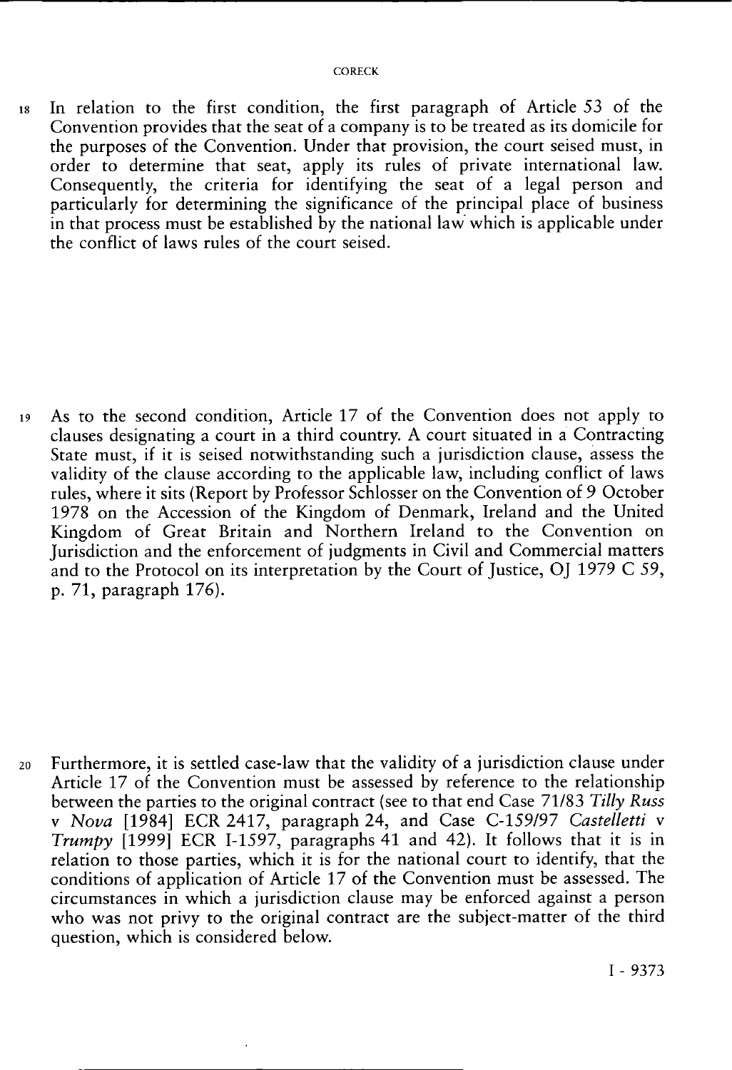18 In relation to the first condition, the first paragraph of Article 53 of the Convention provides that the seat of a company is to be treated as its domicile for the purposes of the Convention. Under that provision, the court seised must, in order to determine that seat, apply its rules of private international law. Consequently, the criteria for identifying the seat of a legal person and particularly for determining the significance of the principal place of business in that process must be established by the national law which is applicable under the conflict of laws rules of the court seised.

19 As to the second condition, Article 17 of the Convention does not apply to clauses designating a court in a third country. A court situated in a Contracting State must, if it is seised notwithstanding such a jurisdiction clause, assess the validity of the clause according to the applicable law, including conflict of laws rules, where it sits (Report by Professor Schlosser on the Convention of 9 October 1978 on the Accession of the Kingdom of Denmark, Ireland and the United Kingdom of Great Britain and Northern Ireland to the Convention on Jurisdiction and the enforcement of judgments in Civil and Commercial matters and to the Protocol on its interpretation by the Court of Justice, OJ 1979 C 59, p. 71, paragraph 176).

20 Furthermore, it is settled case-law that the validity of a jurisdiction clause under Article 17 of the Convention must be assessed by reference to the relationship between the parties to the original contract (see to that end Case 71/83 *Tilly Russ* v *Nova* [1984] ECR 2417, paragraph 24, and Case C-159/97 *Castelletti* v *Trumpy* [1999] ECR I-1597, paragraphs 41 and 42). It follows that it is in relation to those parties, which it is for the national court to identify, that the conditions of application of Article 17 of the Convention must be assessed. The circumstances in which a jurisdiction clause may be enforced against a person who was not privy to the original contract are the subject-matter of the third question, which is considered below.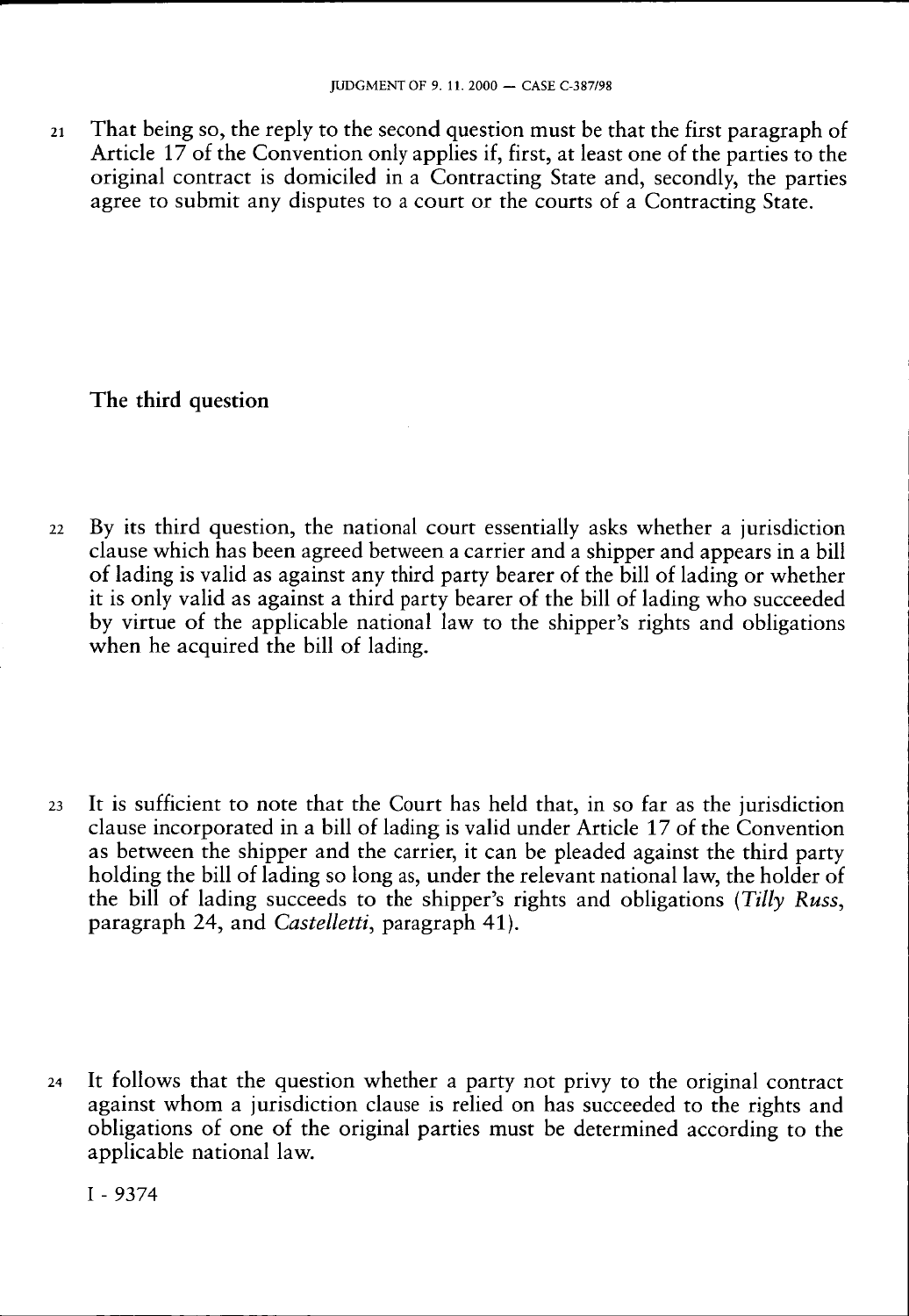21 That being so, the reply to the second question must be that the first paragraph of Article 17 of the Convention only applies if, first, at least one of the parties to the original contract is domiciled in a Contracting State and, secondly, the parties agree to submit any disputes to a court or the courts of a Contracting State.

## The third question

22 By its third question, the national court essentially asks whether a jurisdiction clause which has been agreed between a carrier and a shipper and appears in a bill of lading is valid as against any third party bearer of the bill of lading or whether it is only valid as against a third party bearer of the bill of lading who succeeded by virtue of the applicable national law to the shipper's rights and obligations when he acquired the bill of lading.

23 It is sufficient to note that the Court has held that, in so far as the jurisdiction clause incorporated in a bill of lading is valid under Article 17 of the Convention as between the shipper and the carrier, it can be pleaded against the third party holding the bill of lading so long as, under the relevant national law, the holder of the bill of lading succeeds to the shipper's rights and obligations (*Tilly Russ*, paragraph 24, and *Castelletti*, paragraph 41).

24 It follows that the question whether a party not privy to the original contract against whom a jurisdiction clause is relied on has succeeded to the rights and obligations of one of the original parties must be determined according to the applicable national law.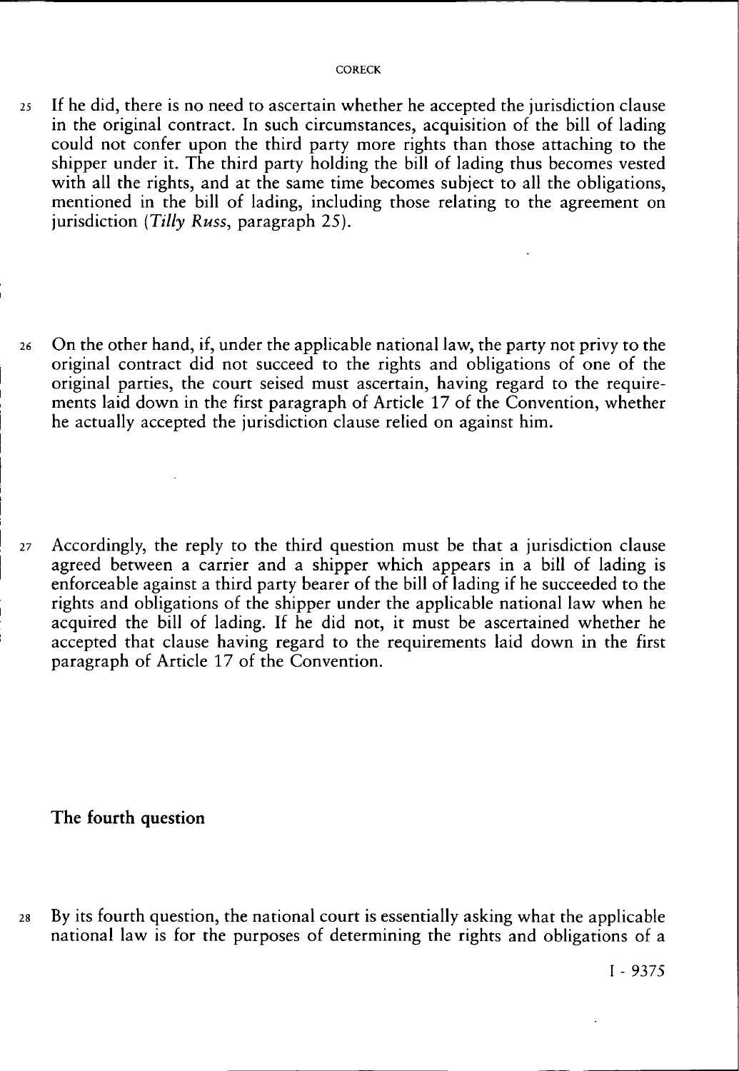25 If he did, there is no need to ascertain whether he accepted the jurisdiction clause in the original contract. In such circumstances, acquisition of the bill of lading could not confer upon the third party more rights than those attaching to the shipper under it. The third party holding the bill of lading thus becomes vested with all the rights, and at the same time becomes subject to all the obligations, mentioned in the bill of lading, including those relating to the agreement on jurisdiction (*Tilly Russ*, paragraph 25).

26 On the other hand, if, under the applicable national law, the party not privy to the original contract did not succeed to the rights and obligations of one of the original parties, the court seised must ascertain, having regard to the requirements laid down in the first paragraph of Article 17 of the Convention, whether he actually accepted the jurisdiction clause relied on against him.

27 Accordingly, the reply to the third question must be that a jurisdiction clause agreed between a carrier and a shipper which appears in a bill of lading is enforceable against a third party bearer of the bill of lading if he succeeded to the rights and obligations of the shipper under the applicable national law when he acquired the bill of lading. If he did not, it must be ascertained whether he accepted that clause having regard to the requirements laid down in the first paragraph of Article 17 of the Convention.

## The fourth question

28 By its fourth question, the national court is essentially asking what the applicable national law is for the purposes of determining the rights and obligations of a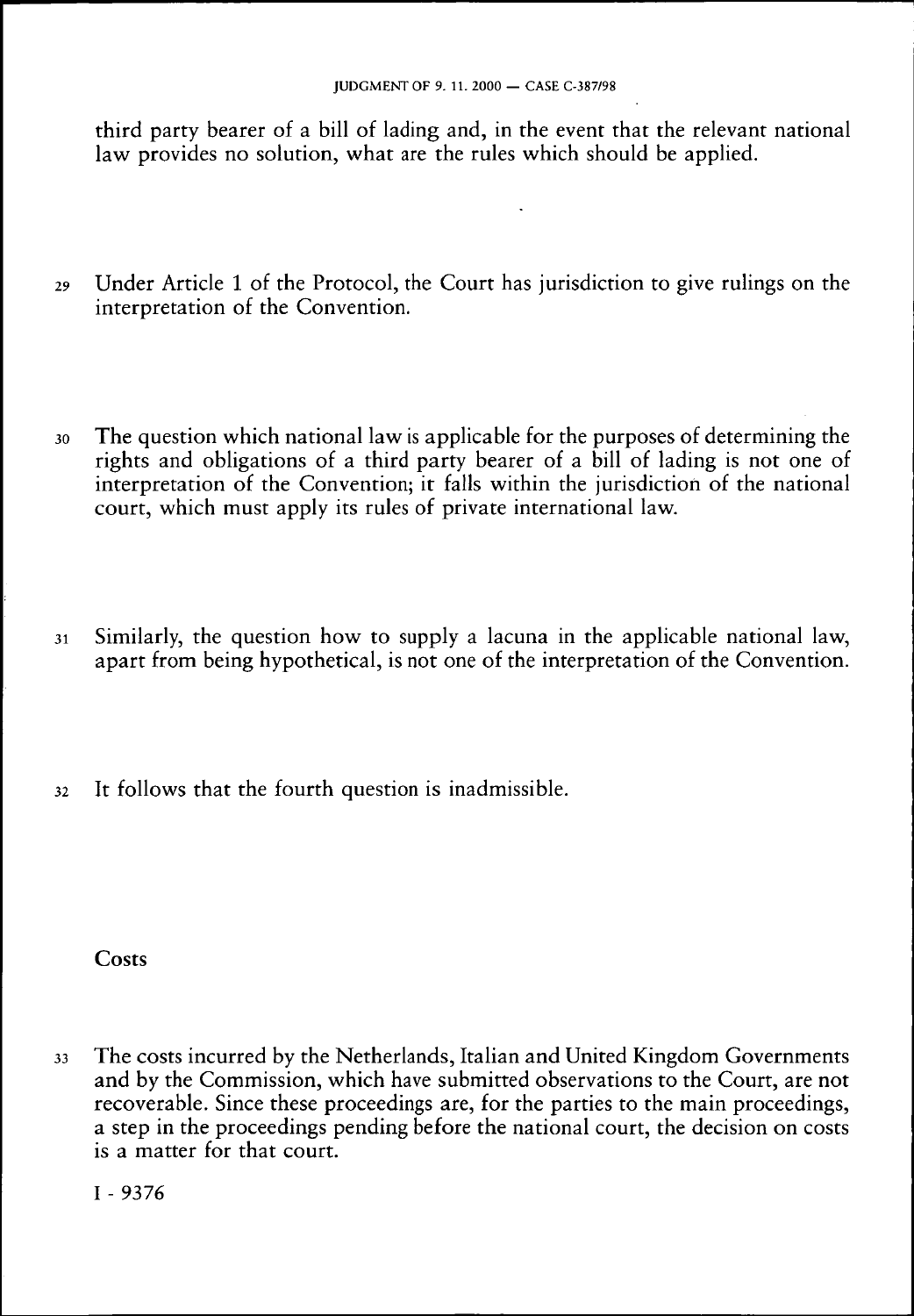third party bearer of a bill of lading and, in the event that the relevant national law provides no solution, what are the rules which should be applied.

29 Under Article 1 of the Protocol, the Court has jurisdiction to give rulings on the interpretation of the Convention.

30 The question which national law is applicable for the purposes of determining the rights and obligations of a third party bearer of a bill of lading is not one of interpretation of the Convention; it falls within the jurisdiction of the national court, which must apply its rules of private international law.

31 Similarly, the question how to supply a lacuna in the applicable national law, apart from being hypothetical, is not one of the interpretation of the Convention.

32 It follows that the fourth question is inadmissible.

## Costs

33 The costs incurred by the Netherlands, Italian and United Kingdom Governments and by the Commission, which have submitted observations to the Court, are not recoverable. Since these proceedings are, for the parties to the main proceedings, a step in the proceedings pending before the national court, the decision on costs is a matter for that court.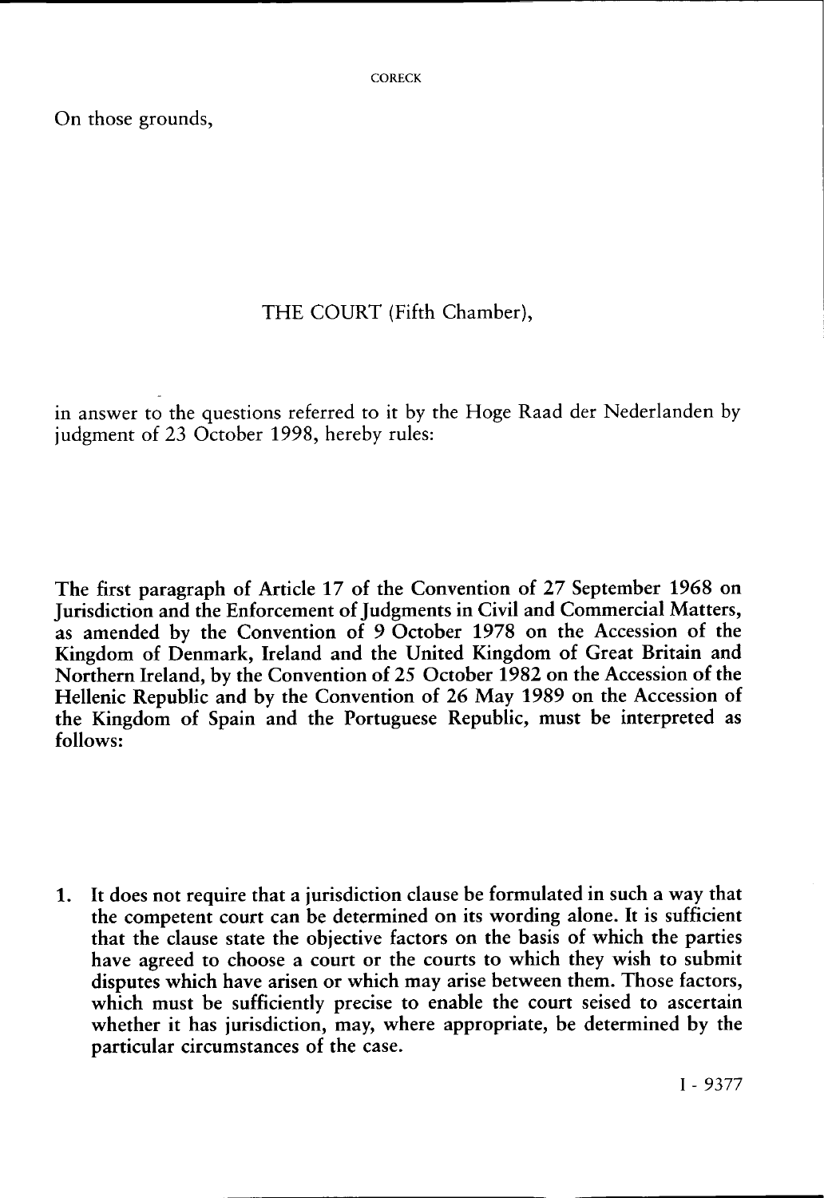On those grounds,

THE COURT (Fifth Chamber),

in answer to the questions referred to it by the Hoge Raad der Nederlanden by judgment of 23 October 1998, hereby rules:

**The first paragraph of Article 17 of the Convention of 27 September 1968 on Jurisdiction and the Enforcement of Judgments in Civil and Commercial Matters, as amended by the Convention of 9 October 1978 on the Accession of the Kingdom of Denmark, Ireland and the United Kingdom of Great Britain and Northern Ireland, by the Convention of 25 October 1982 on the Accession of the Hellenic Republic and by the Convention of 26 May 1989 on the Accession of the Kingdom of Spain and the Portuguese Republic, must be interpreted as follows:**

1. **It does not require that a jurisdiction clause be formulated in such a way that the competent court can be determined on its wording alone. It is sufficient that the clause state the objective factors on the basis of which the parties have agreed to choose a court or the courts to which they wish to submit disputes which have arisen or which may arise between them. Those factors, which must be sufficiently precise to enable the court seised to ascertain whether it has jurisdiction, may, where appropriate, be determined by the particular circumstances of the case.**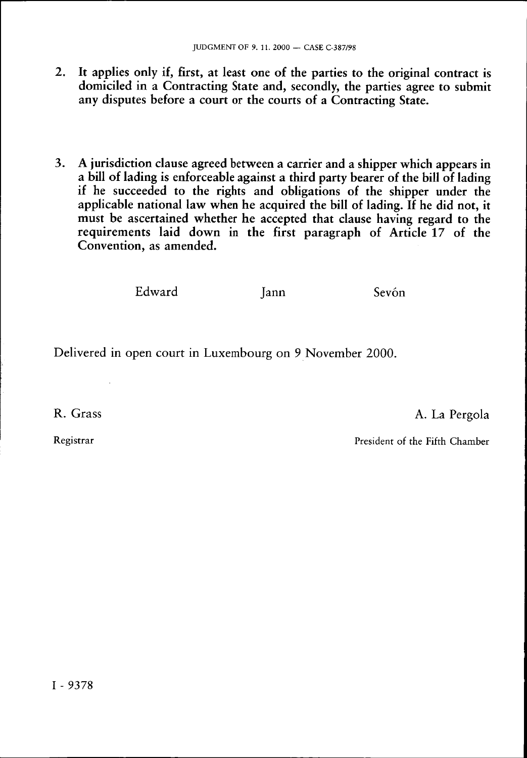2. It applies only if, first, at least one of the parties to the original contract is domiciled in a Contracting State and, secondly, the parties agree to submit any disputes before a court or the courts of a Contracting State.

3. A jurisdiction clause agreed between a carrier and a shipper which appears in a bill of lading is enforceable against a third party bearer of the bill of lading if he succeeded to the rights and obligations of the shipper under the applicable national law when he acquired the bill of lading. If he did not, it must be ascertained whether he accepted that clause having regard to the requirements laid down in the first paragraph of Article 17 of the Convention, as amended.

Edward Jann Sevón

Delivered in open court in Luxembourg on 9 November 2000.

R. Grass
Registrar

A. La Pergola
President of the Fifth Chamber